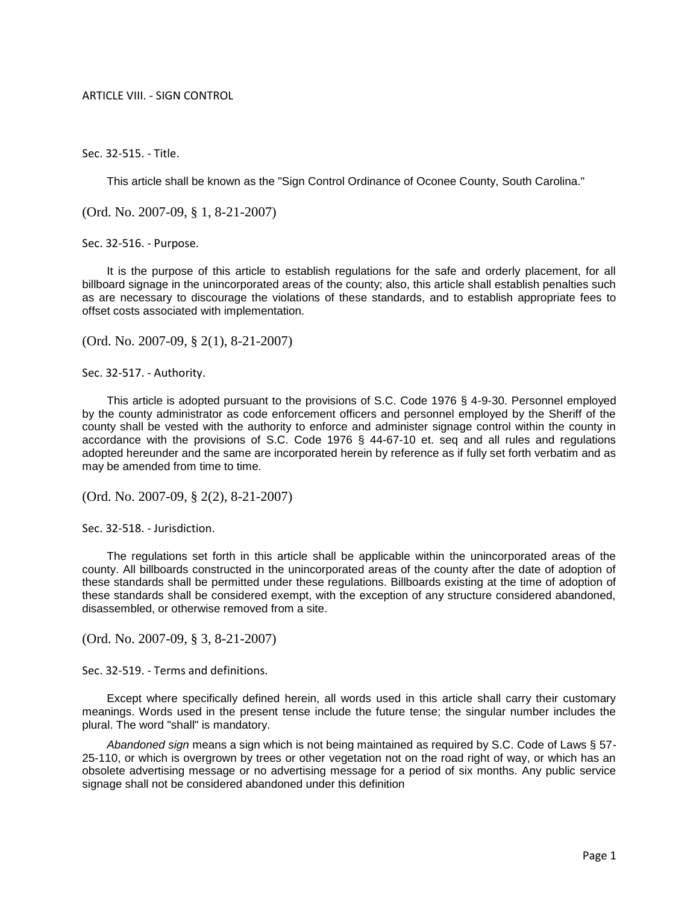# ARTICLE VIII. - SIGN CONTROL

## Sec. 32-515. - Title.

This article shall be known as the "Sign Control Ordinance of Oconee County, South Carolina."

(Ord. No. 2007-09, § 1, 8-21-2007)

## Sec. 32-516. - Purpose.

It is the purpose of this article to establish regulations for the safe and orderly placement, for all billboard signage in the unincorporated areas of the county; also, this article shall establish penalties such as are necessary to discourage the violations of these standards, and to establish appropriate fees to offset costs associated with implementation.

(Ord. No. 2007-09, § 2(1), 8-21-2007)

## Sec. 32-517. - Authority.

This article is adopted pursuant to the provisions of S.C. Code 1976 § 4-9-30. Personnel employed by the county administrator as code enforcement officers and personnel employed by the Sheriff of the county shall be vested with the authority to enforce and administer signage control within the county in accordance with the provisions of S.C. Code 1976 § 44-67-10 et. seq and all rules and regulations adopted hereunder and the same are incorporated herein by reference as if fully set forth verbatim and as may be amended from time to time.

(Ord. No. 2007-09, § 2(2), 8-21-2007)

## Sec. 32-518. - Jurisdiction.

The regulations set forth in this article shall be applicable within the unincorporated areas of the county. All billboards constructed in the unincorporated areas of the county after the date of adoption of these standards shall be permitted under these regulations. Billboards existing at the time of adoption of these standards shall be considered exempt, with the exception of any structure considered abandoned, disassembled, or otherwise removed from a site.

(Ord. No. 2007-09, § 3, 8-21-2007)

## Sec. 32-519. - Terms and definitions.

Except where specifically defined herein, all words used in this article shall carry their customary meanings. Words used in the present tense include the future tense; the singular number includes the plural. The word "shall" is mandatory.

*Abandoned sign* means a sign which is not being maintained as required by S.C. Code of Laws § 57-25-110, or which is overgrown by trees or other vegetation not on the road right of way, or which has an obsolete advertising message or no advertising message for a period of six months. Any public service signage shall not be considered abandoned under this definition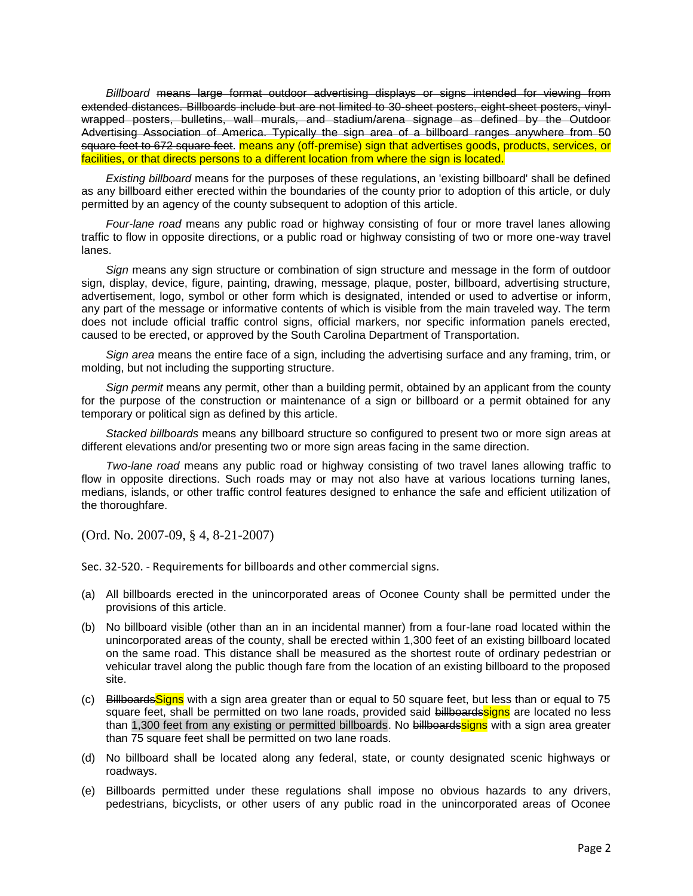*Billboard* ~~means large format outdoor advertising displays or signs intended for viewing from extended distances. Billboards include but are not limited to 30-sheet posters, eight-sheet posters, vinyl-wrapped posters, bulletins, wall murals, and stadium/arena signage as defined by the Outdoor Advertising Association of America. Typically the sign area of a billboard ranges anywhere from 50 square feet to 672 square feet.~~ means any (off-premise) sign that advertises goods, products, services, or facilities, or that directs persons to a different location from where the sign is located.

*Existing billboard* means for the purposes of these regulations, an 'existing billboard' shall be defined as any billboard either erected within the boundaries of the county prior to adoption of this article, or duly permitted by an agency of the county subsequent to adoption of this article.

*Four-lane road* means any public road or highway consisting of four or more travel lanes allowing traffic to flow in opposite directions, or a public road or highway consisting of two or more one-way travel lanes.

*Sign* means any sign structure or combination of sign structure and message in the form of outdoor sign, display, device, figure, painting, drawing, message, plaque, poster, billboard, advertising structure, advertisement, logo, symbol or other form which is designated, intended or used to advertise or inform, any part of the message or informative contents of which is visible from the main traveled way. The term does not include official traffic control signs, official markers, nor specific information panels erected, caused to be erected, or approved by the South Carolina Department of Transportation.

*Sign area* means the entire face of a sign, including the advertising surface and any framing, trim, or molding, but not including the supporting structure.

*Sign permit* means any permit, other than a building permit, obtained by an applicant from the county for the purpose of the construction or maintenance of a sign or billboard or a permit obtained for any temporary or political sign as defined by this article.

*Stacked billboards* means any billboard structure so configured to present two or more sign areas at different elevations and/or presenting two or more sign areas facing in the same direction.

*Two-lane road* means any public road or highway consisting of two travel lanes allowing traffic to flow in opposite directions. Such roads may or may not also have at various locations turning lanes, medians, islands, or other traffic control features designed to enhance the safe and efficient utilization of the thoroughfare.

(Ord. No. 2007-09, § 4, 8-21-2007)

Sec. 32-520. - Requirements for billboards and other commercial signs.

(a) All billboards erected in the unincorporated areas of Oconee County shall be permitted under the provisions of this article.

(b) No billboard visible (other than an in an incidental manner) from a four-lane road located within the unincorporated areas of the county, shall be erected within 1,300 feet of an existing billboard located on the same road. This distance shall be measured as the shortest route of ordinary pedestrian or vehicular travel along the public though fare from the location of an existing billboard to the proposed site.

(c) ~~Billboards~~Signs with a sign area greater than or equal to 50 square feet, but less than or equal to 75 square feet, shall be permitted on two lane roads, provided said ~~billboards~~signs are located no less than 1,300 feet from any existing or permitted billboards. No ~~billboards~~signs with a sign area greater than 75 square feet shall be permitted on two lane roads.

(d) No billboard shall be located along any federal, state, or county designated scenic highways or roadways.

(e) Billboards permitted under these regulations shall impose no obvious hazards to any drivers, pedestrians, bicyclists, or other users of any public road in the unincorporated areas of Oconee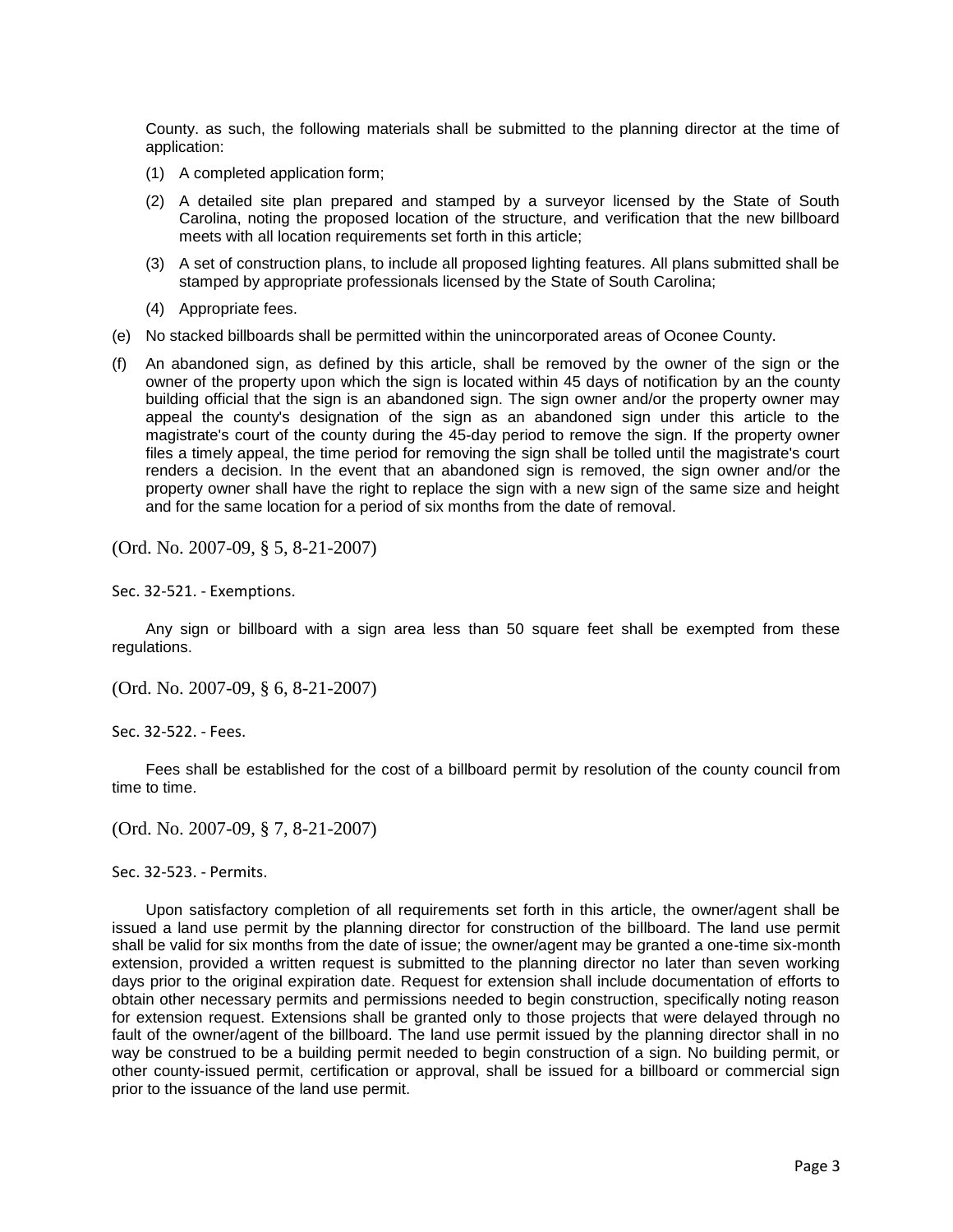County. as such, the following materials shall be submitted to the planning director at the time of application:

(1) A completed application form;

(2) A detailed site plan prepared and stamped by a surveyor licensed by the State of South Carolina, noting the proposed location of the structure, and verification that the new billboard meets with all location requirements set forth in this article;

(3) A set of construction plans, to include all proposed lighting features. All plans submitted shall be stamped by appropriate professionals licensed by the State of South Carolina;

(4) Appropriate fees.

(e) No stacked billboards shall be permitted within the unincorporated areas of Oconee County.

(f) An abandoned sign, as defined by this article, shall be removed by the owner of the sign or the owner of the property upon which the sign is located within 45 days of notification by an the county building official that the sign is an abandoned sign. The sign owner and/or the property owner may appeal the county's designation of the sign as an abandoned sign under this article to the magistrate's court of the county during the 45-day period to remove the sign. If the property owner files a timely appeal, the time period for removing the sign shall be tolled until the magistrate's court renders a decision. In the event that an abandoned sign is removed, the sign owner and/or the property owner shall have the right to replace the sign with a new sign of the same size and height and for the same location for a period of six months from the date of removal.

(Ord. No. 2007-09, § 5, 8-21-2007)

Sec. 32-521. - Exemptions.

Any sign or billboard with a sign area less than 50 square feet shall be exempted from these regulations.

(Ord. No. 2007-09, § 6, 8-21-2007)

Sec. 32-522. - Fees.

Fees shall be established for the cost of a billboard permit by resolution of the county council from time to time.

(Ord. No. 2007-09, § 7, 8-21-2007)

Sec. 32-523. - Permits.

Upon satisfactory completion of all requirements set forth in this article, the owner/agent shall be issued a land use permit by the planning director for construction of the billboard. The land use permit shall be valid for six months from the date of issue; the owner/agent may be granted a one-time six-month extension, provided a written request is submitted to the planning director no later than seven working days prior to the original expiration date. Request for extension shall include documentation of efforts to obtain other necessary permits and permissions needed to begin construction, specifically noting reason for extension request. Extensions shall be granted only to those projects that were delayed through no fault of the owner/agent of the billboard. The land use permit issued by the planning director shall in no way be construed to be a building permit needed to begin construction of a sign. No building permit, or other county-issued permit, certification or approval, shall be issued for a billboard or commercial sign prior to the issuance of the land use permit.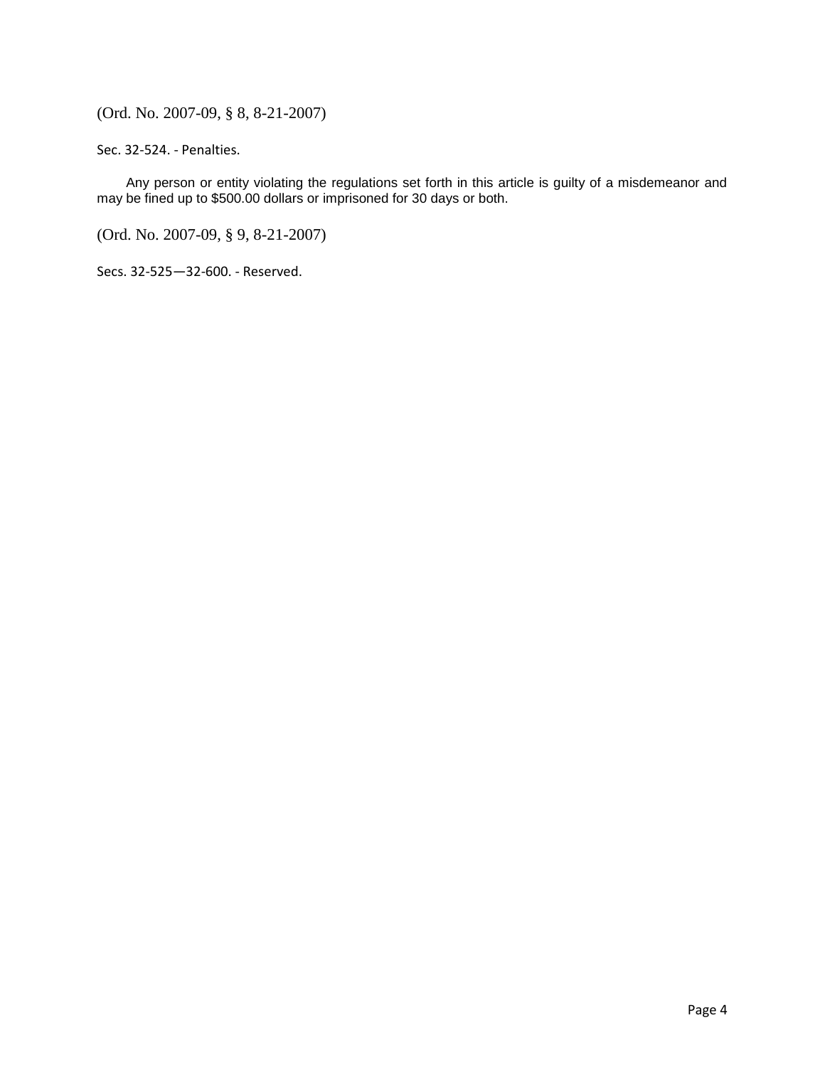(Ord. No. 2007-09, § 8, 8-21-2007)

Sec. 32-524. - Penalties.

Any person or entity violating the regulations set forth in this article is guilty of a misdemeanor and may be fined up to $500.00 dollars or imprisoned for 30 days or both.

(Ord. No. 2007-09, § 9, 8-21-2007)

Secs. 32-525—32-600. - Reserved.